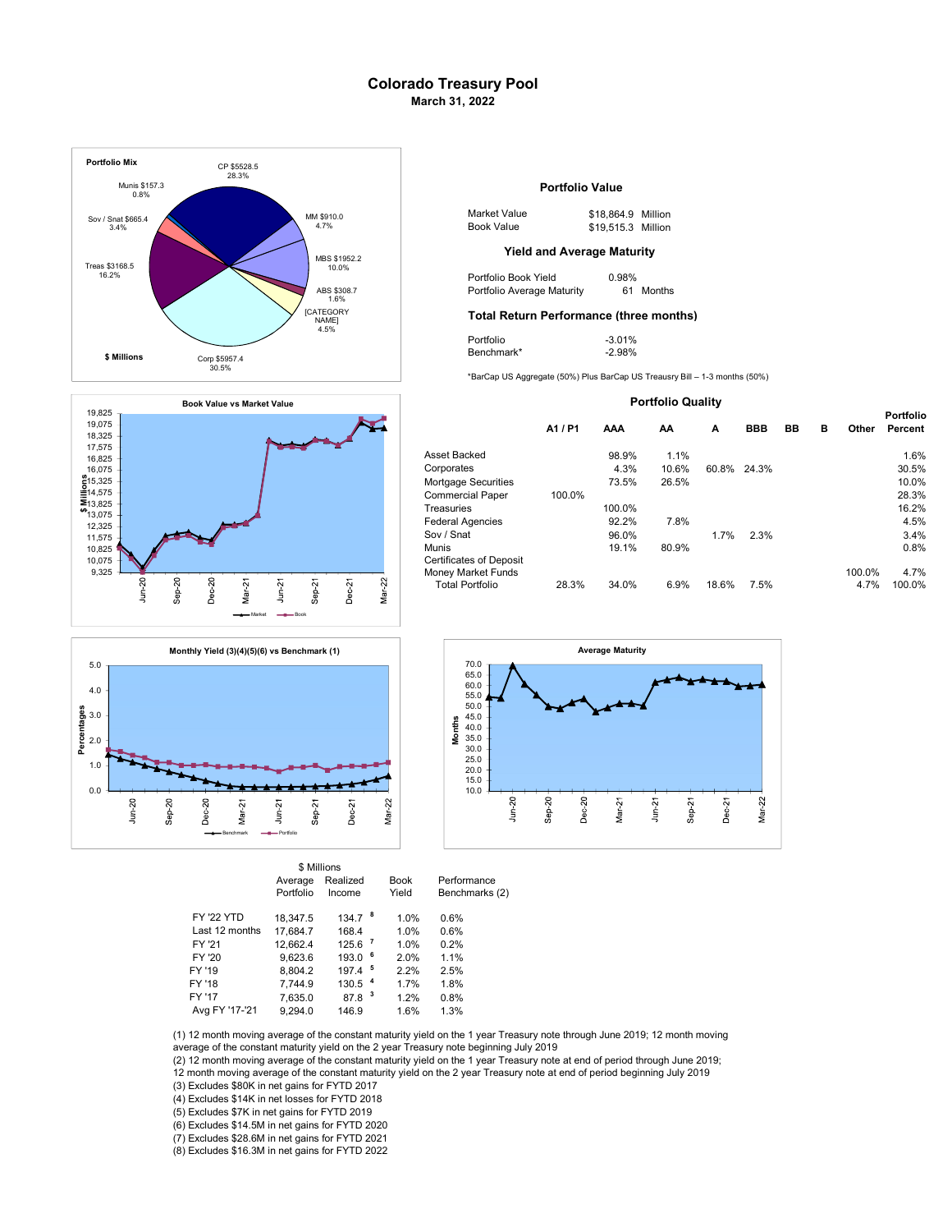# Colorado Treasury Pool

**March 31, 2022**

**Portfolio Mix**

- CP $5528.5 28.3%
- MM $910.0 4.7%
- MBS $1952.2 10.0%
- ABS $308.7 1.6%
- [CATEGORY NAME] 4.5%
- Corp $5957.4 30.5%
- Treas $3168.5 16.2%
- Sov / Snat $665.4 3.4%
- Munis $157.3 0.8%

**$ Millions**

## Portfolio Value

| | |
|---|---|
| Market Value | $18,864.9 Million |
| Book Value | $19,515.3 Million |

## Yield and Average Maturity

| | |
|---|---|
| Portfolio Book Yield | 0.98% |
| Portfolio Average Maturity | 61 Months |

## Total Return Performance (three months)

| | |
|---|---|
| Portfolio | -3.01% |
| Benchmark* | -2.98% |

*BarCap US Aggregate (50%) Plus BarCap US Treasury Bill – 1-3 months (50%)

## Portfolio Quality

| | A1 / P1 | AAA | AA | A | BBB | BB | B | Other | Portfolio Percent |
|---|---|---|---|---|---|---|---|---|---|
| Asset Backed | | 98.9% | 1.1% | | | | | | 1.6% |
| Corporates | | 4.3% | 10.6% | 60.8% | 24.3% | | | | 30.5% |
| Mortgage Securities | | 73.5% | 26.5% | | | | | | 10.0% |
| Commercial Paper | 100.0% | | | | | | | | 28.3% |
| Treasuries | | 100.0% | | | | | | | 16.2% |
| Federal Agencies | | 92.2% | 7.8% | | | | | | 4.5% |
| Sov / Snat | | 96.0% | | 1.7% | 2.3% | | | | 3.4% |
| Munis | | 19.1% | 80.9% | | | | | | 0.8% |
| Certificates of Deposit | | | | | | | | | |
| Money Market Funds | | | | | | | | 100.0% | 4.7% |
| Total Portfolio | 28.3% | 34.0% | 6.9% | 18.6% | 7.5% | | | 4.7% | 100.0% |

**Book Value vs Market Value** ($ Millions; Market, Book; Jun-20 through Mar-22)

**Monthly Yield (3)(4)(5)(6) vs Benchmark (1)** (Percentages; Benchmark, Portfolio)

**Average Maturity** (Months)

| | Average Portfolio ($ Millions) | Realized Income ($ Millions) | Book Yield | Performance Benchmarks (2) |
|---|---|---|---|---|
| FY '22 YTD | 18,347.5 | 134.7 [8] | 1.0% | 0.6% |
| Last 12 months | 17,684.7 | 168.4 | 1.0% | 0.6% |
| FY '21 | 12,662.4 | 125.6 [7] | 1.0% | 0.2% |
| FY '20 | 9,623.6 | 193.0 [6] | 2.0% | 1.1% |
| FY '19 | 8,804.2 | 197.4 [5] | 2.2% | 2.5% |
| FY '18 | 7,744.9 | 130.5 [4] | 1.7% | 1.8% |
| FY '17 | 7,635.0 | 87.8 [3] | 1.2% | 0.8% |
| Avg FY '17-'21 | 9,294.0 | 146.9 | 1.6% | 1.3% |

(1) 12 month moving average of the constant maturity yield on the 1 year Treasury note through June 2019; 12 month moving average of the constant maturity yield on the 2 year Treasury note beginning July 2019
(2) 12 month moving average of the constant maturity yield on the 1 year Treasury note at end of period through June 2019; 12 month moving average of the constant maturity yield on the 2 year Treasury note at end of period beginning July 2019
(3) Excludes $80K in net gains for FYTD 2017
(4) Excludes $14K in net losses for FYTD 2018
(5) Excludes $7K in net gains for FYTD 2019
(6) Excludes $14.5M in net gains for FYTD 2020
(7) Excludes $28.6M in net gains for FYTD 2021
(8) Excludes $16.3M in net gains for FYTD 2022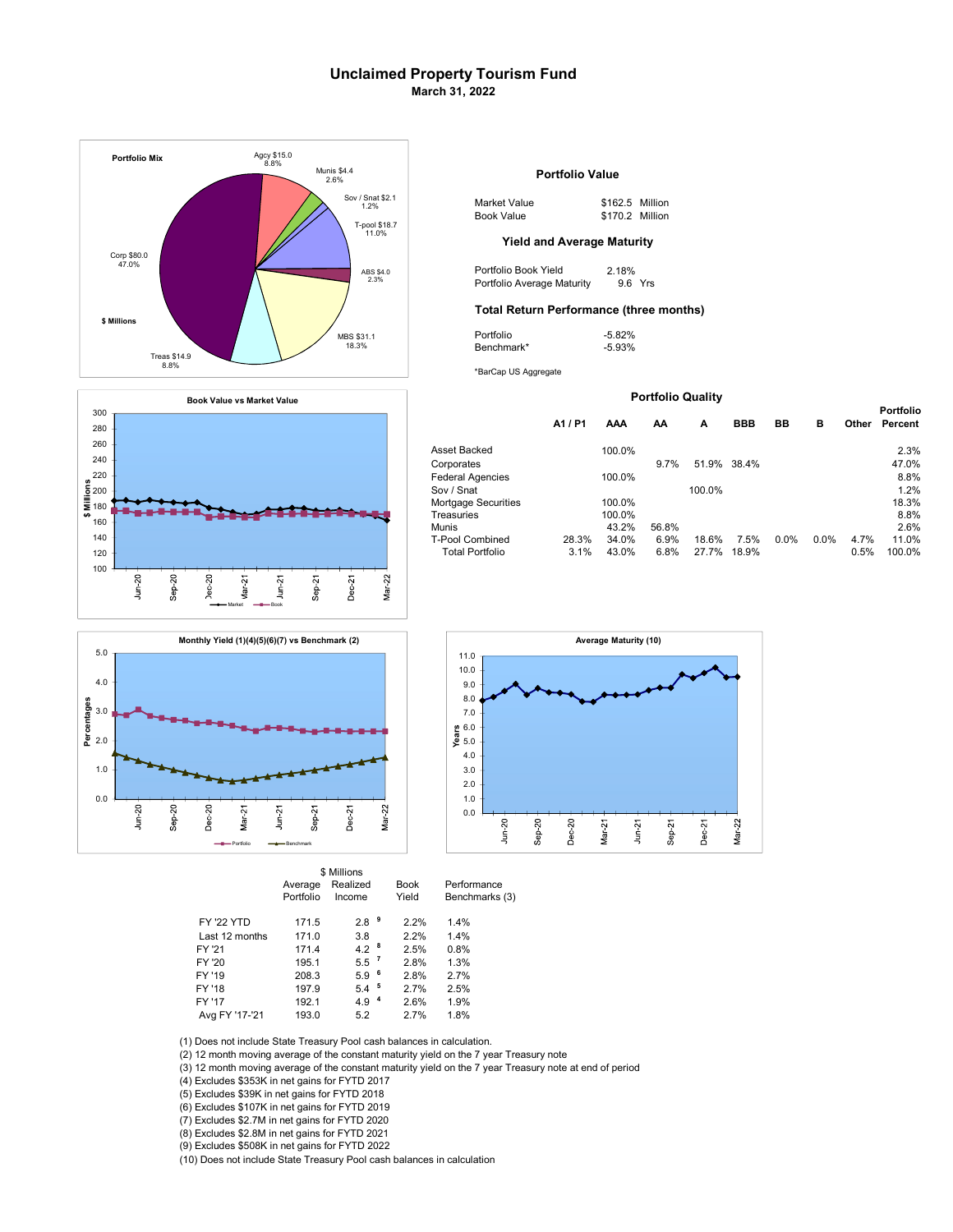# Unclaimed Property Tourism Fund

**March 31, 2022**

**Portfolio Mix**

Agcy $15.0
8.8%

Munis $4.4
2.6%

Sov / Snat $2.1
1.2%

T-pool $18.7
11.0%

ABS $4.0
2.3%

MBS $31.1
18.3%

Treas $14.9
8.8%

Corp $80.0
47.0%

$ Millions

## Portfolio Value

| | |
|---|---|
| Market Value | $162.5 Million |
| Book Value | $170.2 Million |

## Yield and Average Maturity

| | |
|---|---|
| Portfolio Book Yield | 2.18% |
| Portfolio Average Maturity | 9.6 Yrs |

## Total Return Performance (three months)

| | |
|---|---|
| Portfolio | -5.82% |
| Benchmark* | -5.93% |

*BarCap US Aggregate

**Book Value vs Market Value**

300
280
260
240
220
200
180
160
140
120
100

$ Millions

Jun-20 Sep-20 Dec-20 Mar-21 Jun-21 Sep-21 Dec-21 Mar-22

Market Book

## Portfolio Quality

| | A1 / P1 | AAA | AA | A | BBB | BB | B | Other | Portfolio Percent |
|---|---|---|---|---|---|---|---|---|---|
| Asset Backed | | 100.0% | | | | | | | 2.3% |
| Corporates | | | 9.7% | 51.9% | 38.4% | | | | 47.0% |
| Federal Agencies | | 100.0% | | | | | | | 8.8% |
| Sov / Snat | | | | 100.0% | | | | | 1.2% |
| Mortgage Securities | | 100.0% | | | | | | | 18.3% |
| Treasuries | | 100.0% | | | | | | | 8.8% |
| Munis | | 43.2% | 56.8% | | | | | | 2.6% |
| T-Pool Combined | 28.3% | 34.0% | 6.9% | 18.6% | 7.5% | 0.0% | 0.0% | 4.7% | 11.0% |
| Total Portfolio | 3.1% | 43.0% | 6.8% | 27.7% | 18.9% | | | 0.5% | 100.0% |

**Monthly Yield (1)(4)(5)(6)(7) vs Benchmark (2)**

5.0
4.0
3.0
2.0
1.0
0.0

Percentages

Jun-20 Sep-20 Dec-20 Mar-21 Jun-21 Sep-21 Dec-21 Mar-22

Portfolio Benchmark

**Average Maturity (10)**

11.0
10.0
9.0
8.0
7.0
6.0
5.0
4.0
3.0
2.0
1.0
0.0

Years

Jun-20 Sep-20 Dec-20 Mar-21 Jun-21 Sep-21 Dec-21 Mar-22

| | $ Millions Average Portfolio | Realized Income | Book Yield | Performance Benchmarks (3) |
|---|---|---|---|---|
| FY '22 YTD | 171.5 | 2.8 [9] | 2.2% | 1.4% |
| Last 12 months | 171.0 | 3.8 | 2.2% | 1.4% |
| FY '21 | 171.4 | 4.2 [8] | 2.5% | 0.8% |
| FY '20 | 195.1 | 5.5 [7] | 2.8% | 1.3% |
| FY '19 | 208.3 | 5.9 [6] | 2.8% | 2.7% |
| FY '18 | 197.9 | 5.4 [5] | 2.7% | 2.5% |
| FY '17 | 192.1 | 4.9 [4] | 2.6% | 1.9% |
| Avg FY '17-'21 | 193.0 | 5.2 | 2.7% | 1.8% |

(1) Does not include State Treasury Pool cash balances in calculation.
(2) 12 month moving average of the constant maturity yield on the 7 year Treasury note
(3) 12 month moving average of the constant maturity yield on the 7 year Treasury note at end of period
(4) Excludes $353K in net gains for FYTD 2017
(5) Excludes $39K in net gains for FYTD 2018
(6) Excludes $107K in net gains for FYTD 2019
(7) Excludes $2.7M in net gains for FYTD 2020
(8) Excludes $2.8M in net gains for FYTD 2021
(9) Excludes $508K in net gains for FYTD 2022
(10) Does not include State Treasury Pool cash balances in calculation